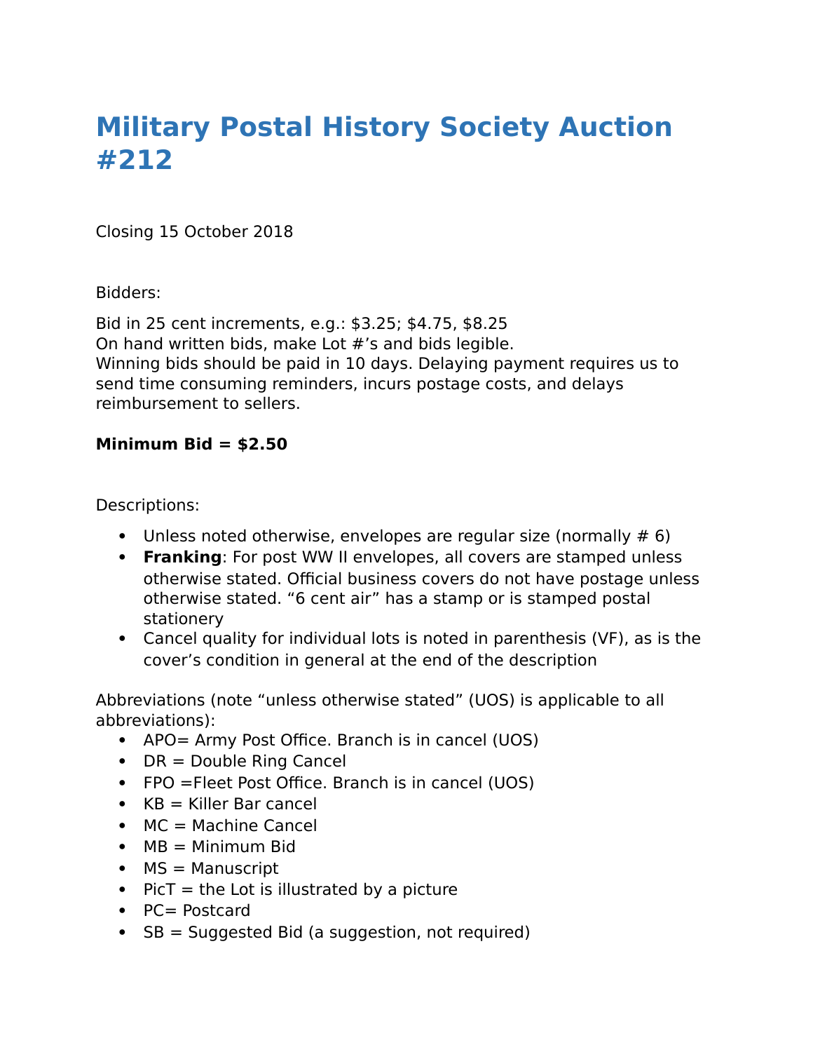# Military Postal History Society Auction #212

Closing 15 October 2018

Bidders:

Bid in 25 cent increments, e.g.: $3.25; $4.75, $8.25
On hand written bids, make Lot #'s and bids legible.
Winning bids should be paid in 10 days. Delaying payment requires us to send time consuming reminders, incurs postage costs, and delays reimbursement to sellers.

**Minimum Bid = $2.50**

Descriptions:

- Unless noted otherwise, envelopes are regular size (normally # 6)
- **Franking**: For post WW II envelopes, all covers are stamped unless otherwise stated. Official business covers do not have postage unless otherwise stated. "6 cent air" has a stamp or is stamped postal stationery
- Cancel quality for individual lots is noted in parenthesis (VF), as is the cover's condition in general at the end of the description

Abbreviations (note "unless otherwise stated" (UOS) is applicable to all abbreviations):

- APO= Army Post Office. Branch is in cancel (UOS)
- DR = Double Ring Cancel
- FPO =Fleet Post Office. Branch is in cancel (UOS)
- KB = Killer Bar cancel
- MC = Machine Cancel
- MB = Minimum Bid
- MS = Manuscript
- PicT = the Lot is illustrated by a picture
- PC= Postcard
- SB = Suggested Bid (a suggestion, not required)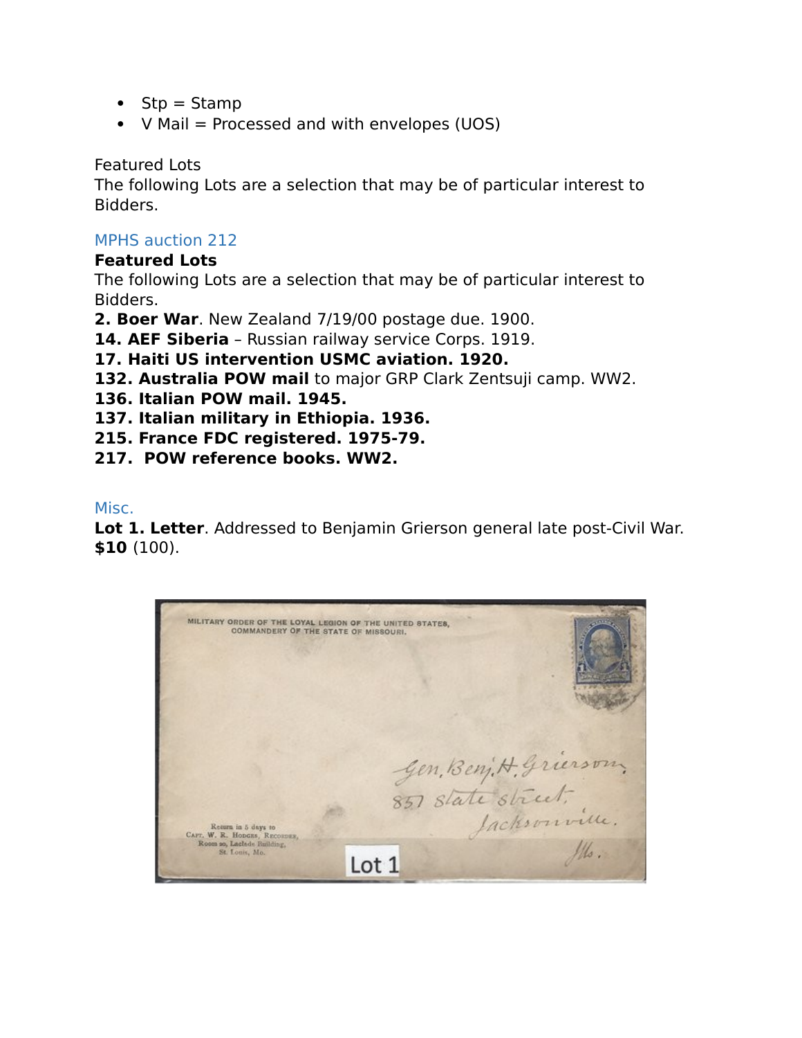- Stp = Stamp
- V Mail = Processed and with envelopes (UOS)

Featured Lots
The following Lots are a selection that may be of particular interest to Bidders.

## MPHS auction 212

**Featured Lots**
The following Lots are a selection that may be of particular interest to Bidders.
**2. Boer War**. New Zealand 7/19/00 postage due. 1900.
**14. AEF Siberia** – Russian railway service Corps. 1919.
**17. Haiti US intervention USMC aviation. 1920.**
**132. Australia POW mail** to major GRP Clark Zentsuji camp. WW2.
**136. Italian POW mail. 1945.**
**137. Italian military in Ethiopia. 1936.**
**215. France FDC registered. 1975-79.**
**217. POW reference books. WW2.**

## Misc.

**Lot 1. Letter**. Addressed to Benjamin Grierson general late post-Civil War. **$10** (100).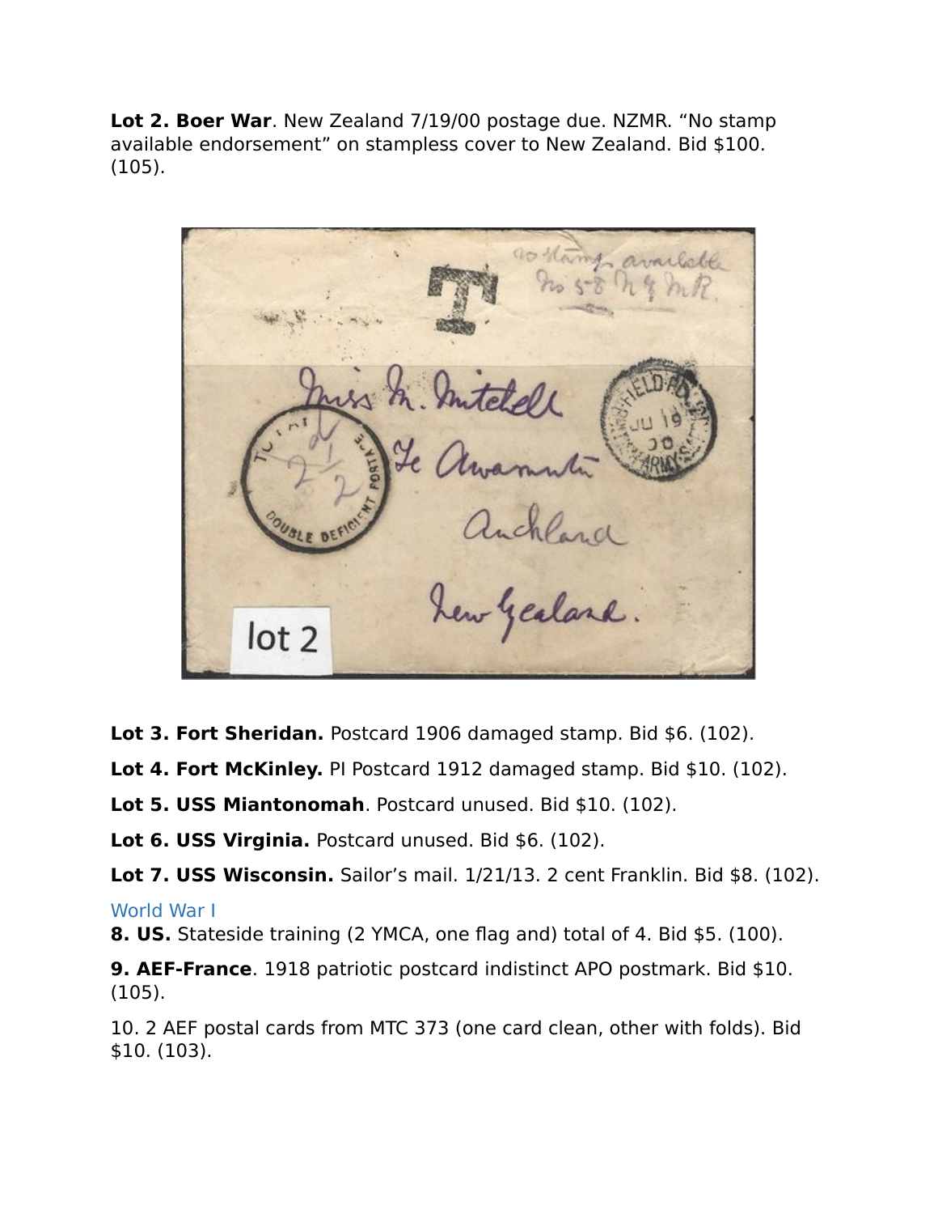**Lot 2. Boer War**. New Zealand 7/19/00 postage due. NZMR. "No stamp available endorsement" on stampless cover to New Zealand. Bid $100. (105).

**Lot 3. Fort Sheridan.** Postcard 1906 damaged stamp. Bid $6. (102).

**Lot 4. Fort McKinley.** PI Postcard 1912 damaged stamp. Bid $10. (102).

**Lot 5. USS Miantonomah**. Postcard unused. Bid $10. (102).

**Lot 6. USS Virginia.** Postcard unused. Bid $6. (102).

**Lot 7. USS Wisconsin.** Sailor's mail. 1/21/13. 2 cent Franklin. Bid $8. (102).

World War I

**8. US.** Stateside training (2 YMCA, one flag and) total of 4. Bid $5. (100).

**9. AEF-France**. 1918 patriotic postcard indistinct APO postmark. Bid $10. (105).

10. 2 AEF postal cards from MTC 373 (one card clean, other with folds). Bid $10. (103).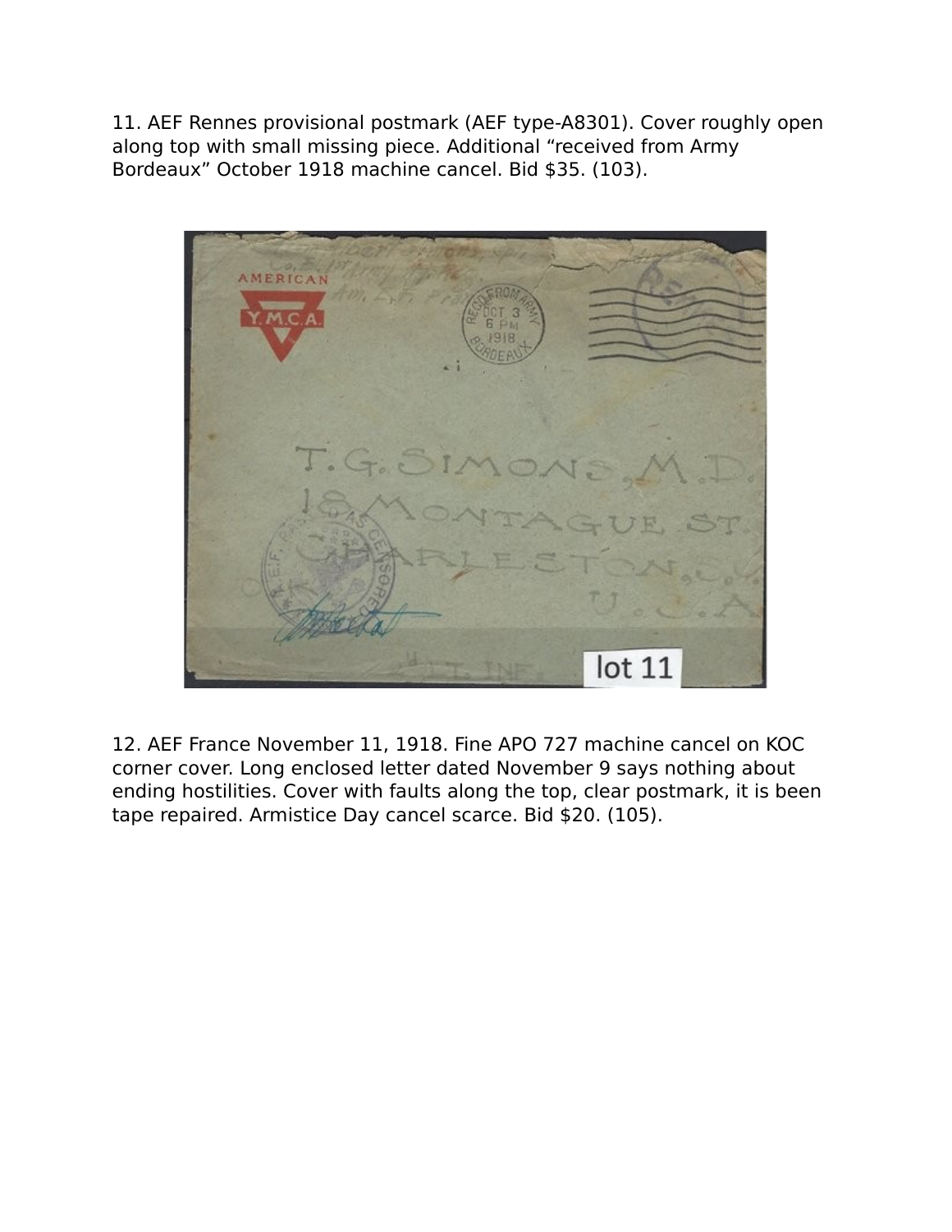11. AEF Rennes provisional postmark (AEF type-A8301). Cover roughly open along top with small missing piece. Additional “received from Army Bordeaux” October 1918 machine cancel. Bid $35. (103).

12. AEF France November 11, 1918. Fine APO 727 machine cancel on KOC corner cover. Long enclosed letter dated November 9 says nothing about ending hostilities. Cover with faults along the top, clear postmark, it is been tape repaired. Armistice Day cancel scarce. Bid $20. (105).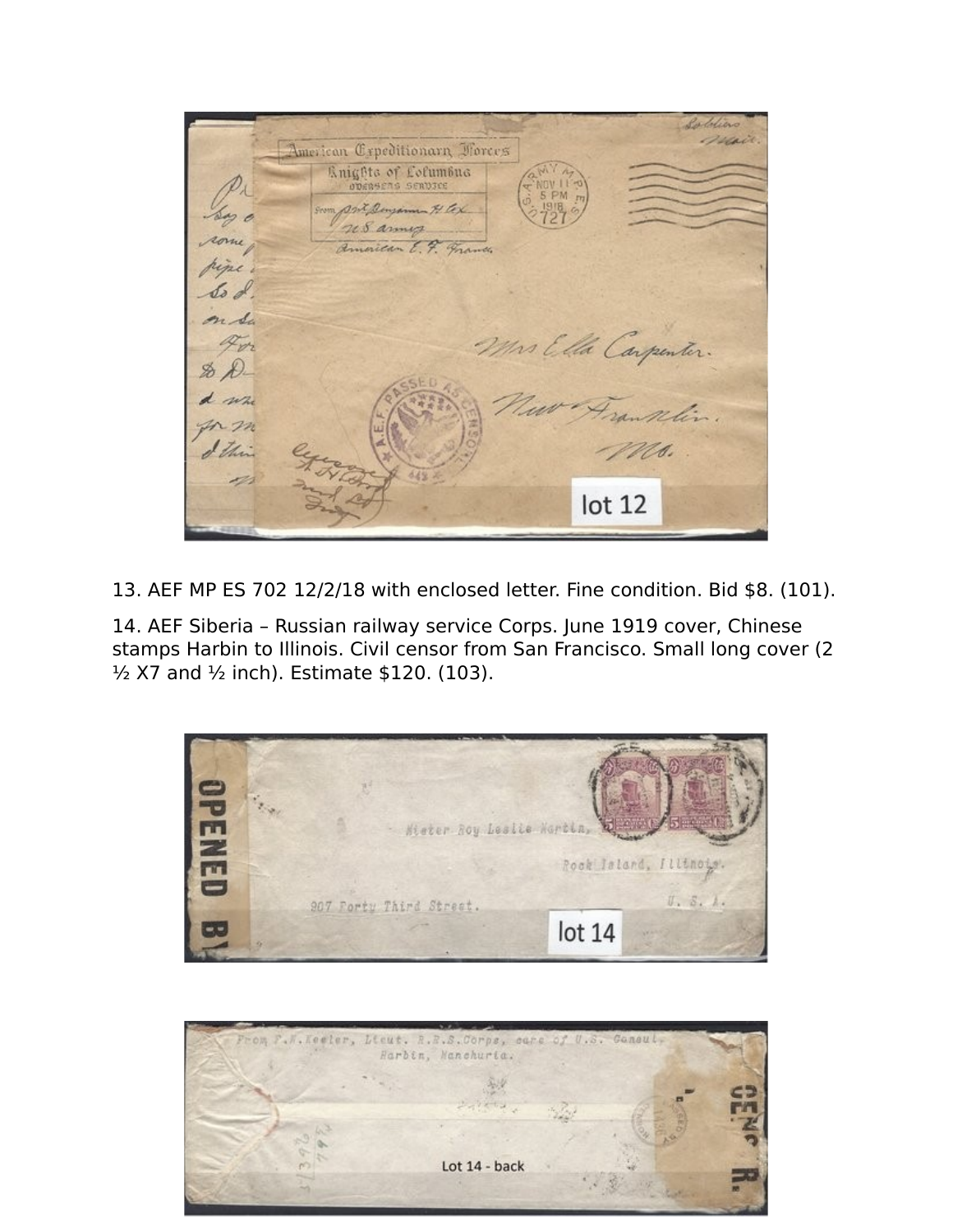13. AEF MP ES 702 12/2/18 with enclosed letter. Fine condition. Bid $8. (101).

14. AEF Siberia – Russian railway service Corps. June 1919 cover, Chinese stamps Harbin to Illinois. Civil censor from San Francisco. Small long cover (2 ½ X7 and ½ inch). Estimate $120. (103).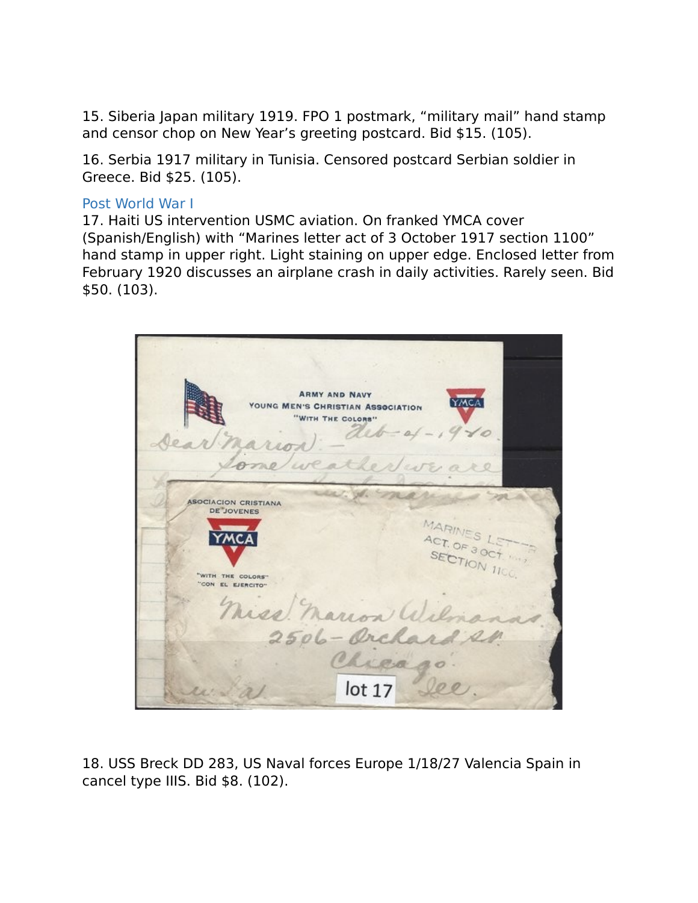15. Siberia Japan military 1919. FPO 1 postmark, "military mail" hand stamp and censor chop on New Year's greeting postcard. Bid $15. (105).

16. Serbia 1917 military in Tunisia. Censored postcard Serbian soldier in Greece. Bid $25. (105).

## Post World War I

17. Haiti US intervention USMC aviation. On franked YMCA cover (Spanish/English) with "Marines letter act of 3 October 1917 section 1100" hand stamp in upper right. Light staining on upper edge. Enclosed letter from February 1920 discusses an airplane crash in daily activities. Rarely seen. Bid $50. (103).

18. USS Breck DD 283, US Naval forces Europe 1/18/27 Valencia Spain in cancel type IIIS. Bid $8. (102).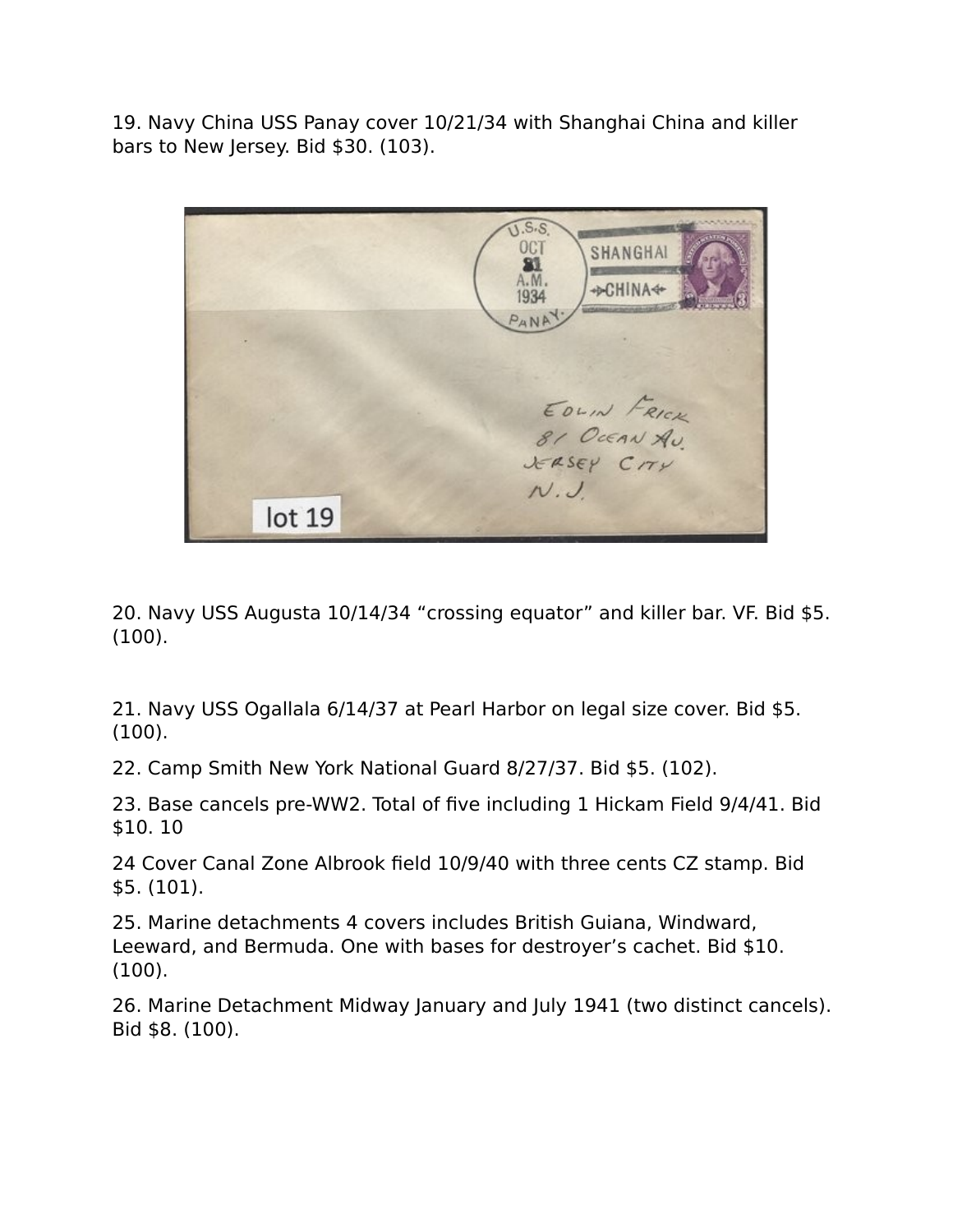19. Navy China USS Panay cover 10/21/34 with Shanghai China and killer bars to New Jersey. Bid $30. (103).

20. Navy USS Augusta 10/14/34 “crossing equator” and killer bar. VF. Bid $5. (100).

21. Navy USS Ogallala 6/14/37 at Pearl Harbor on legal size cover. Bid $5. (100).

22. Camp Smith New York National Guard 8/27/37. Bid $5. (102).

23. Base cancels pre-WW2. Total of five including 1 Hickam Field 9/4/41. Bid $10. 10

24 Cover Canal Zone Albrook field 10/9/40 with three cents CZ stamp. Bid $5. (101).

25. Marine detachments 4 covers includes British Guiana, Windward, Leeward, and Bermuda. One with bases for destroyer’s cachet. Bid $10. (100).

26. Marine Detachment Midway January and July 1941 (two distinct cancels). Bid $8. (100).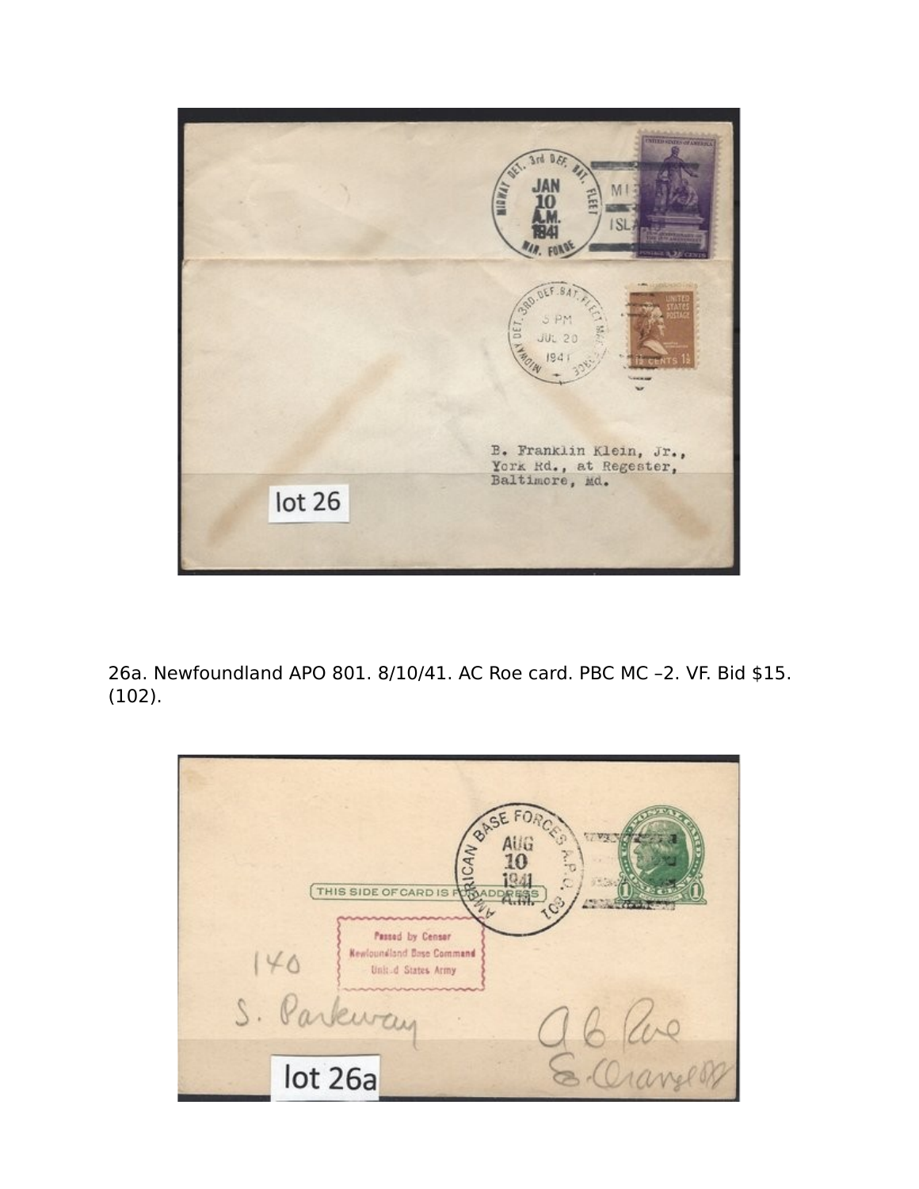26a. Newfoundland APO 801. 8/10/41. AC Roe card. PBC MC –2. VF. Bid $15. (102).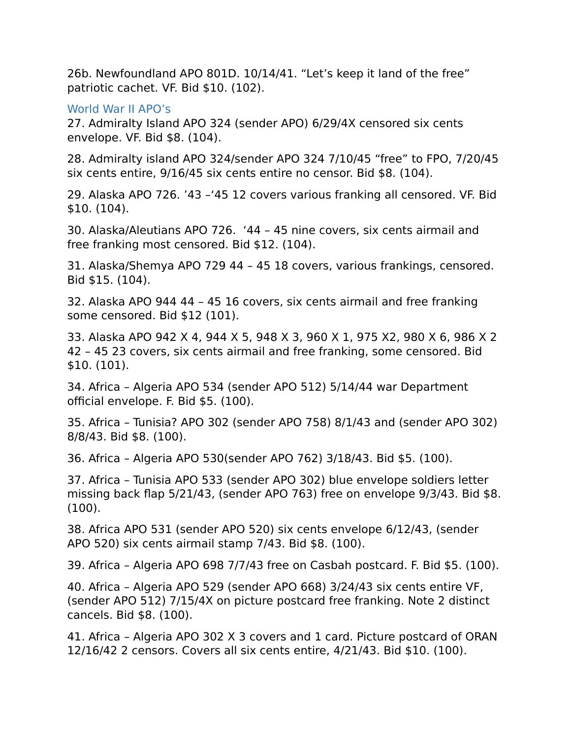26b. Newfoundland APO 801D. 10/14/41. “Let’s keep it land of the free” patriotic cachet. VF. Bid $10. (102).

## World War II APO’s

27. Admiralty Island APO 324 (sender APO) 6/29/4X censored six cents envelope. VF. Bid $8. (104).

28. Admiralty island APO 324/sender APO 324 7/10/45 “free” to FPO, 7/20/45 six cents entire, 9/16/45 six cents entire no censor. Bid $8. (104).

29. Alaska APO 726. ’43 –‘45 12 covers various franking all censored. VF. Bid $10. (104).

30. Alaska/Aleutians APO 726.  ‘44 – 45 nine covers, six cents airmail and free franking most censored. Bid $12. (104).

31. Alaska/Shemya APO 729 44 – 45 18 covers, various frankings, censored. Bid $15. (104).

32. Alaska APO 944 44 – 45 16 covers, six cents airmail and free franking some censored. Bid $12 (101).

33. Alaska APO 942 X 4, 944 X 5, 948 X 3, 960 X 1, 975 X2, 980 X 6, 986 X 2 42 – 45 23 covers, six cents airmail and free franking, some censored. Bid $10. (101).

34. Africa – Algeria APO 534 (sender APO 512) 5/14/44 war Department official envelope. F. Bid $5. (100).

35. Africa – Tunisia? APO 302 (sender APO 758) 8/1/43 and (sender APO 302) 8/8/43. Bid $8. (100).

36. Africa – Algeria APO 530(sender APO 762) 3/18/43. Bid $5. (100).

37. Africa – Tunisia APO 533 (sender APO 302) blue envelope soldiers letter missing back flap 5/21/43, (sender APO 763) free on envelope 9/3/43. Bid $8. (100).

38. Africa APO 531 (sender APO 520) six cents envelope 6/12/43, (sender APO 520) six cents airmail stamp 7/43. Bid $8. (100).

39. Africa – Algeria APO 698 7/7/43 free on Casbah postcard. F. Bid $5. (100).

40. Africa – Algeria APO 529 (sender APO 668) 3/24/43 six cents entire VF, (sender APO 512) 7/15/4X on picture postcard free franking. Note 2 distinct cancels. Bid $8. (100).

41. Africa – Algeria APO 302 X 3 covers and 1 card. Picture postcard of ORAN 12/16/42 2 censors. Covers all six cents entire, 4/21/43. Bid $10. (100).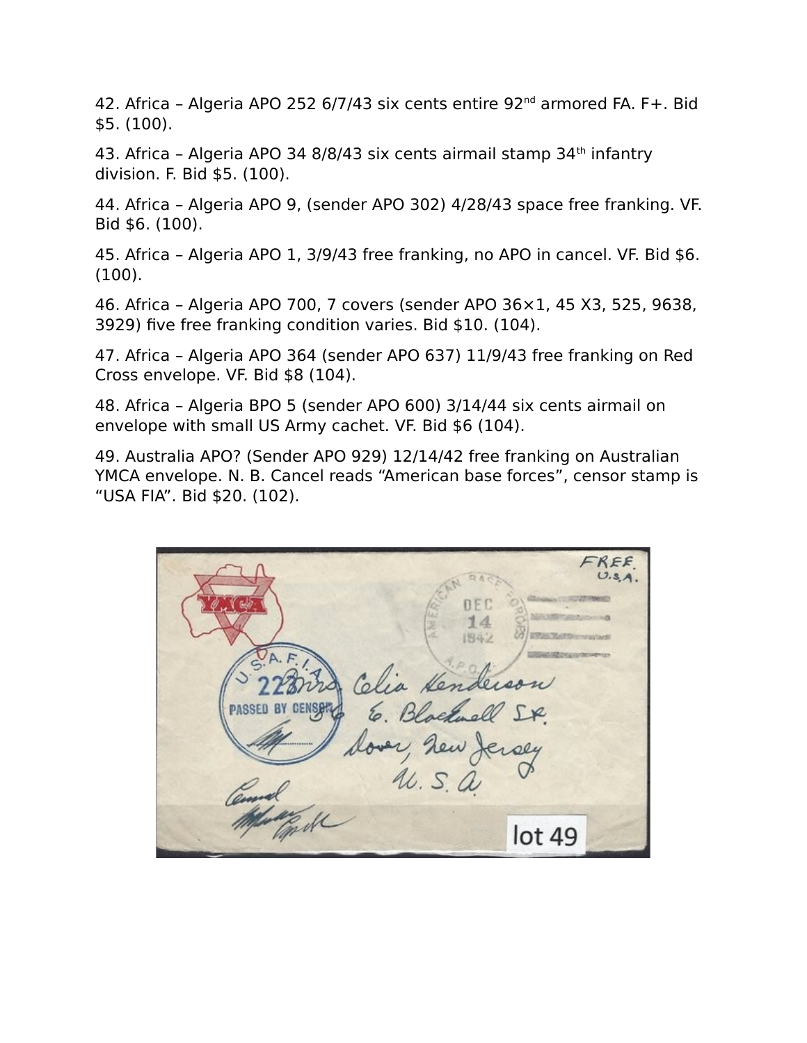42. Africa – Algeria APO 252 6/7/43 six cents entire 92nd armored FA. F+. Bid $5. (100).

43. Africa – Algeria APO 34 8/8/43 six cents airmail stamp 34th infantry division. F. Bid $5. (100).

44. Africa – Algeria APO 9, (sender APO 302) 4/28/43 space free franking. VF. Bid $6. (100).

45. Africa – Algeria APO 1, 3/9/43 free franking, no APO in cancel. VF. Bid $6. (100).

46. Africa – Algeria APO 700, 7 covers (sender APO 36×1, 45 X3, 525, 9638, 3929) five free franking condition varies. Bid $10. (104).

47. Africa – Algeria APO 364 (sender APO 637) 11/9/43 free franking on Red Cross envelope. VF. Bid $8 (104).

48. Africa – Algeria BPO 5 (sender APO 600) 3/14/44 six cents airmail on envelope with small US Army cachet. VF. Bid $6 (104).

49. Australia APO? (Sender APO 929) 12/14/42 free franking on Australian YMCA envelope. N. B. Cancel reads "American base forces", censor stamp is "USA FIA". Bid $20. (102).

lot 49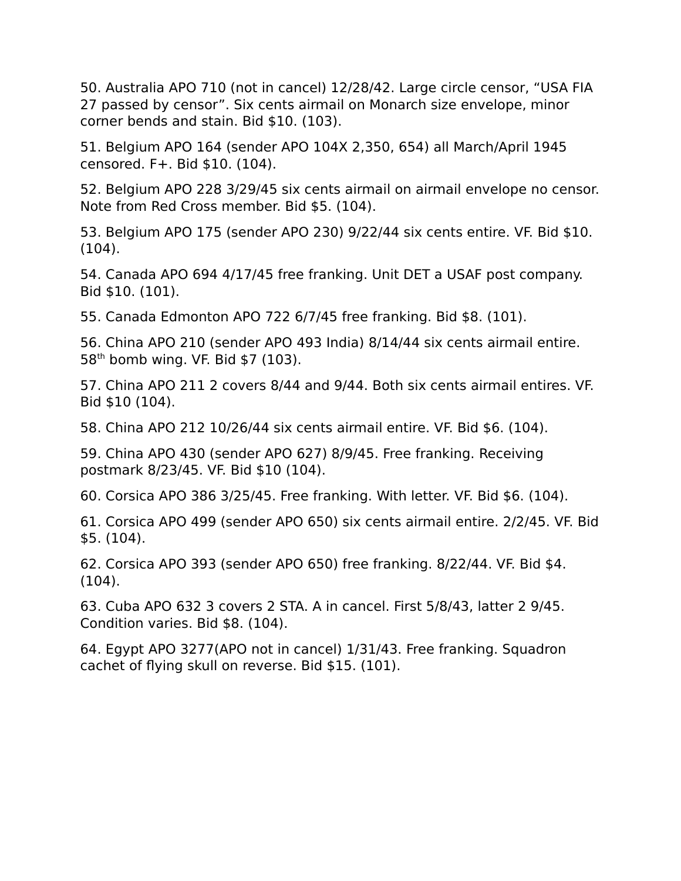50. Australia APO 710 (not in cancel) 12/28/42. Large circle censor, “USA FIA 27 passed by censor”. Six cents airmail on Monarch size envelope, minor corner bends and stain. Bid $10. (103).

51. Belgium APO 164 (sender APO 104X 2,350, 654) all March/April 1945 censored. F+. Bid $10. (104).

52. Belgium APO 228 3/29/45 six cents airmail on airmail envelope no censor. Note from Red Cross member. Bid $5. (104).

53. Belgium APO 175 (sender APO 230) 9/22/44 six cents entire. VF. Bid $10. (104).

54. Canada APO 694 4/17/45 free franking. Unit DET a USAF post company. Bid $10. (101).

55. Canada Edmonton APO 722 6/7/45 free franking. Bid $8. (101).

56. China APO 210 (sender APO 493 India) 8/14/44 six cents airmail entire. 58th bomb wing. VF. Bid $7 (103).

57. China APO 211 2 covers 8/44 and 9/44. Both six cents airmail entires. VF. Bid $10 (104).

58. China APO 212 10/26/44 six cents airmail entire. VF. Bid $6. (104).

59. China APO 430 (sender APO 627) 8/9/45. Free franking. Receiving postmark 8/23/45. VF. Bid $10 (104).

60. Corsica APO 386 3/25/45. Free franking. With letter. VF. Bid $6. (104).

61. Corsica APO 499 (sender APO 650) six cents airmail entire. 2/2/45. VF. Bid $5. (104).

62. Corsica APO 393 (sender APO 650) free franking. 8/22/44. VF. Bid $4. (104).

63. Cuba APO 632 3 covers 2 STA. A in cancel. First 5/8/43, latter 2 9/45. Condition varies. Bid $8. (104).

64. Egypt APO 3277(APO not in cancel) 1/31/43. Free franking. Squadron cachet of flying skull on reverse. Bid $15. (101).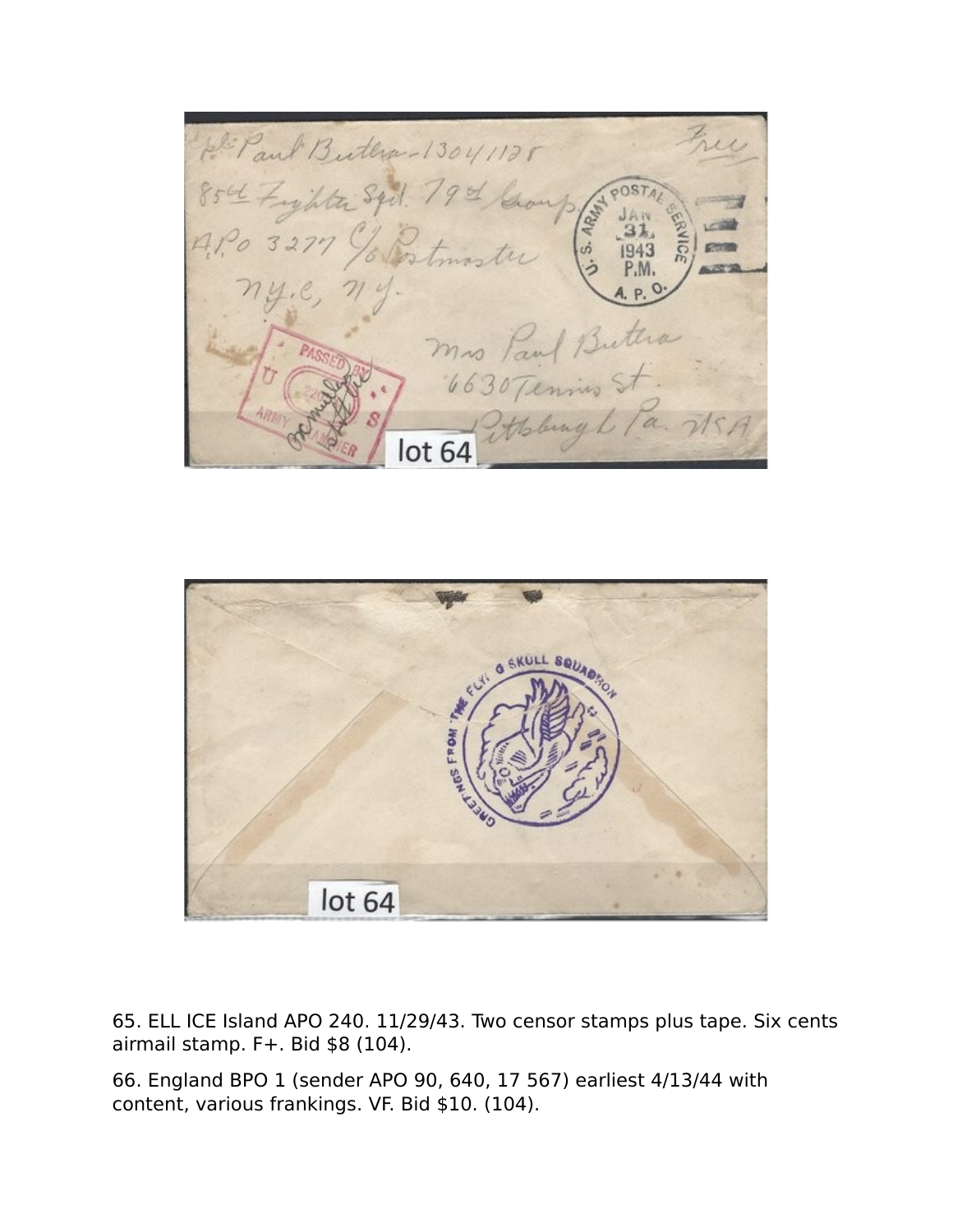65. ELL ICE Island APO 240. 11/29/43. Two censor stamps plus tape. Six cents airmail stamp. F+. Bid $8 (104).

66. England BPO 1 (sender APO 90, 640, 17 567) earliest 4/13/44 with content, various frankings. VF. Bid $10. (104).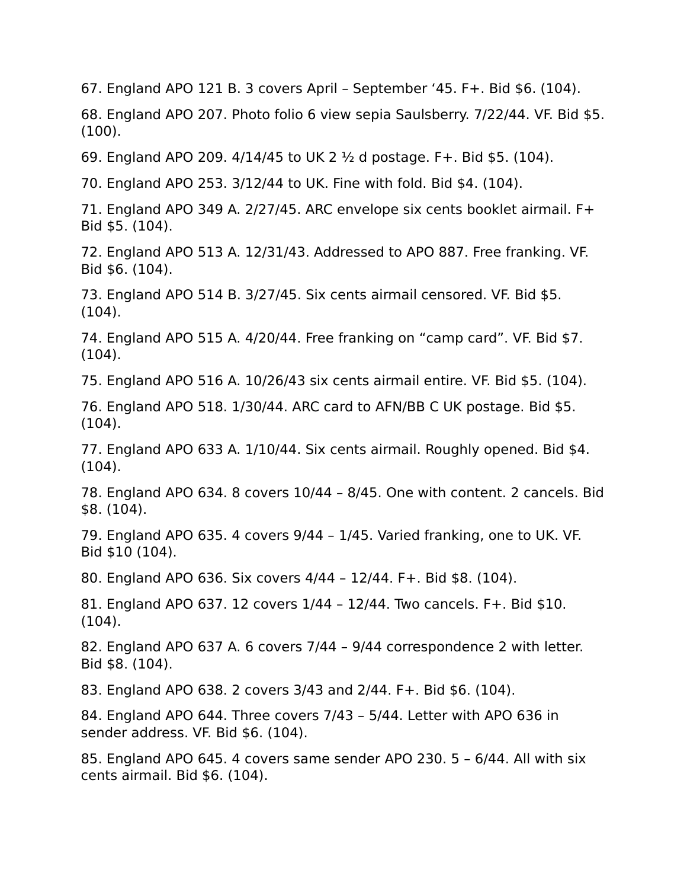67. England APO 121 B. 3 covers April – September '45. F+. Bid $6. (104).

68. England APO 207. Photo folio 6 view sepia Saulsberry. 7/22/44. VF. Bid $5. (100).

69. England APO 209. 4/14/45 to UK 2 ½ d postage. F+. Bid $5. (104).

70. England APO 253. 3/12/44 to UK. Fine with fold. Bid $4. (104).

71. England APO 349 A. 2/27/45. ARC envelope six cents booklet airmail. F+ Bid $5. (104).

72. England APO 513 A. 12/31/43. Addressed to APO 887. Free franking. VF. Bid $6. (104).

73. England APO 514 B. 3/27/45. Six cents airmail censored. VF. Bid $5. (104).

74. England APO 515 A. 4/20/44. Free franking on "camp card". VF. Bid $7. (104).

75. England APO 516 A. 10/26/43 six cents airmail entire. VF. Bid $5. (104).

76. England APO 518. 1/30/44. ARC card to AFN/BB C UK postage. Bid $5. (104).

77. England APO 633 A. 1/10/44. Six cents airmail. Roughly opened. Bid $4. (104).

78. England APO 634. 8 covers 10/44 – 8/45. One with content. 2 cancels. Bid $8. (104).

79. England APO 635. 4 covers 9/44 – 1/45. Varied franking, one to UK. VF. Bid $10 (104).

80. England APO 636. Six covers 4/44 – 12/44. F+. Bid $8. (104).

81. England APO 637. 12 covers 1/44 – 12/44. Two cancels. F+. Bid $10. (104).

82. England APO 637 A. 6 covers 7/44 – 9/44 correspondence 2 with letter. Bid $8. (104).

83. England APO 638. 2 covers 3/43 and 2/44. F+. Bid $6. (104).

84. England APO 644. Three covers 7/43 – 5/44. Letter with APO 636 in sender address. VF. Bid $6. (104).

85. England APO 645. 4 covers same sender APO 230. 5 – 6/44. All with six cents airmail. Bid $6. (104).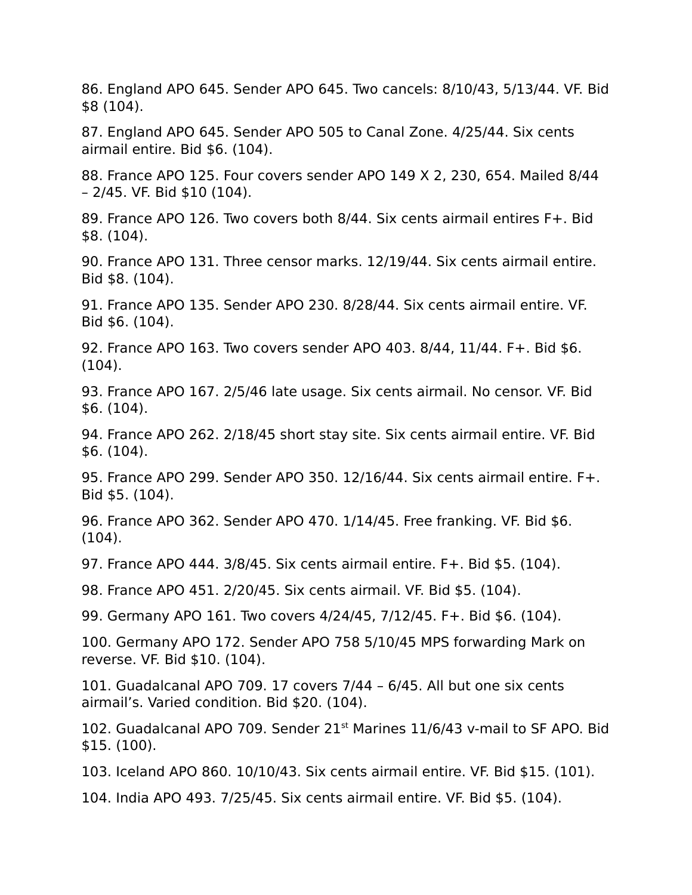86. England APO 645. Sender APO 645. Two cancels: 8/10/43, 5/13/44. VF. Bid $8 (104).

87. England APO 645. Sender APO 505 to Canal Zone. 4/25/44. Six cents airmail entire. Bid $6. (104).

88. France APO 125. Four covers sender APO 149 X 2, 230, 654. Mailed 8/44 – 2/45. VF. Bid $10 (104).

89. France APO 126. Two covers both 8/44. Six cents airmail entires F+. Bid $8. (104).

90. France APO 131. Three censor marks. 12/19/44. Six cents airmail entire. Bid $8. (104).

91. France APO 135. Sender APO 230. 8/28/44. Six cents airmail entire. VF. Bid $6. (104).

92. France APO 163. Two covers sender APO 403. 8/44, 11/44. F+. Bid $6. (104).

93. France APO 167. 2/5/46 late usage. Six cents airmail. No censor. VF. Bid $6. (104).

94. France APO 262. 2/18/45 short stay site. Six cents airmail entire. VF. Bid $6. (104).

95. France APO 299. Sender APO 350. 12/16/44. Six cents airmail entire. F+. Bid $5. (104).

96. France APO 362. Sender APO 470. 1/14/45. Free franking. VF. Bid $6. (104).

97. France APO 444. 3/8/45. Six cents airmail entire. F+. Bid $5. (104).

98. France APO 451. 2/20/45. Six cents airmail. VF. Bid $5. (104).

99. Germany APO 161. Two covers 4/24/45, 7/12/45. F+. Bid $6. (104).

100. Germany APO 172. Sender APO 758 5/10/45 MPS forwarding Mark on reverse. VF. Bid $10. (104).

101. Guadalcanal APO 709. 17 covers 7/44 – 6/45. All but one six cents airmail's. Varied condition. Bid $20. (104).

102. Guadalcanal APO 709. Sender 21st Marines 11/6/43 v-mail to SF APO. Bid $15. (100).

103. Iceland APO 860. 10/10/43. Six cents airmail entire. VF. Bid $15. (101).

104. India APO 493. 7/25/45. Six cents airmail entire. VF. Bid $5. (104).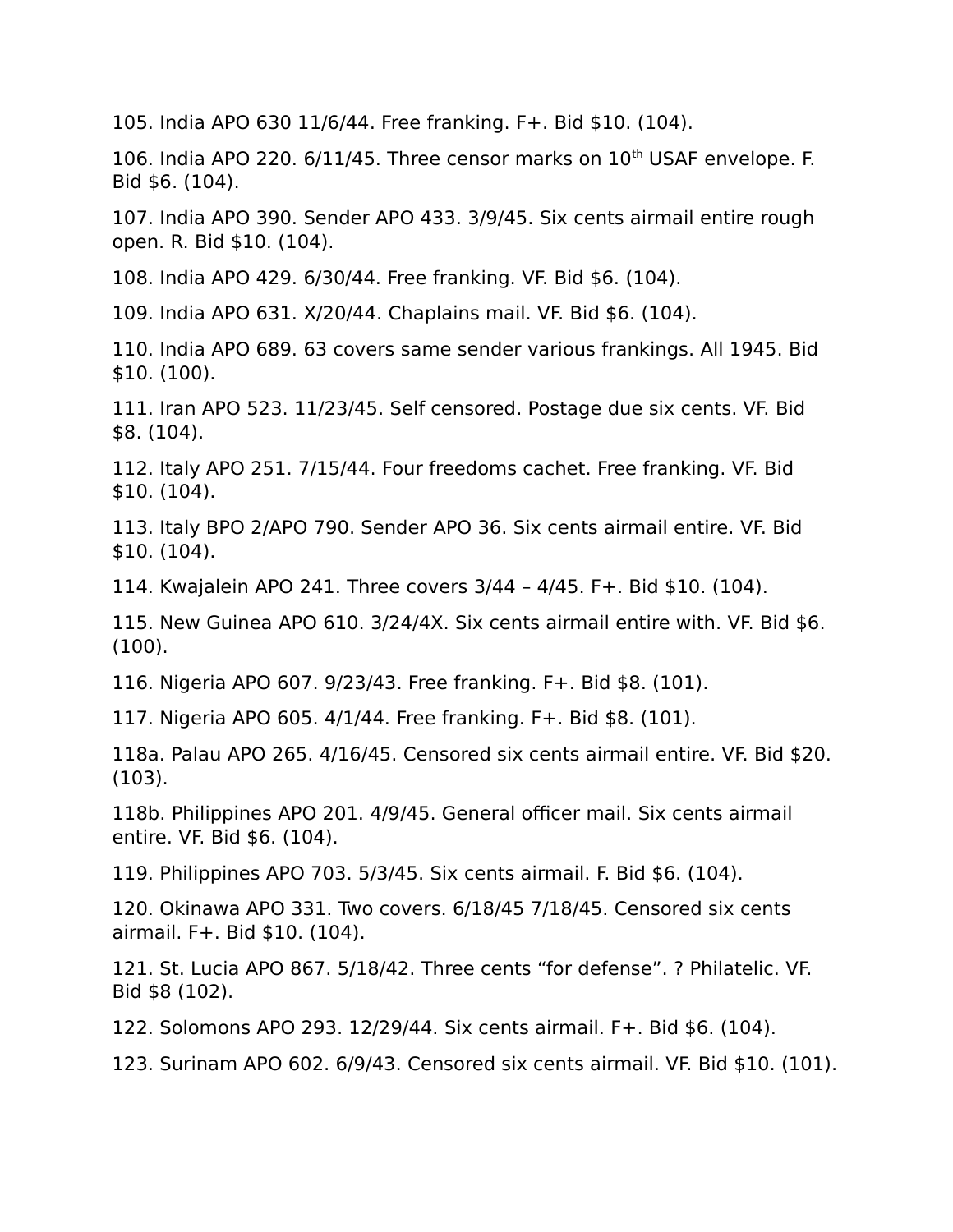105. India APO 630 11/6/44. Free franking. F+. Bid $10. (104).

106. India APO 220. 6/11/45. Three censor marks on 10th USAF envelope. F. Bid $6. (104).

107. India APO 390. Sender APO 433. 3/9/45. Six cents airmail entire rough open. R. Bid $10. (104).

108. India APO 429. 6/30/44. Free franking. VF. Bid $6. (104).

109. India APO 631. X/20/44. Chaplains mail. VF. Bid $6. (104).

110. India APO 689. 63 covers same sender various frankings. All 1945. Bid $10. (100).

111. Iran APO 523. 11/23/45. Self censored. Postage due six cents. VF. Bid $8. (104).

112. Italy APO 251. 7/15/44. Four freedoms cachet. Free franking. VF. Bid $10. (104).

113. Italy BPO 2/APO 790. Sender APO 36. Six cents airmail entire. VF. Bid $10. (104).

114. Kwajalein APO 241. Three covers 3/44 – 4/45. F+. Bid $10. (104).

115. New Guinea APO 610. 3/24/4X. Six cents airmail entire with. VF. Bid $6. (100).

116. Nigeria APO 607. 9/23/43. Free franking. F+. Bid $8. (101).

117. Nigeria APO 605. 4/1/44. Free franking. F+. Bid $8. (101).

118a. Palau APO 265. 4/16/45. Censored six cents airmail entire. VF. Bid $20. (103).

118b. Philippines APO 201. 4/9/45. General officer mail. Six cents airmail entire. VF. Bid $6. (104).

119. Philippines APO 703. 5/3/45. Six cents airmail. F. Bid $6. (104).

120. Okinawa APO 331. Two covers. 6/18/45 7/18/45. Censored six cents airmail. F+. Bid $10. (104).

121. St. Lucia APO 867. 5/18/42. Three cents "for defense". ? Philatelic. VF. Bid $8 (102).

122. Solomons APO 293. 12/29/44. Six cents airmail. F+. Bid $6. (104).

123. Surinam APO 602. 6/9/43. Censored six cents airmail. VF. Bid $10. (101).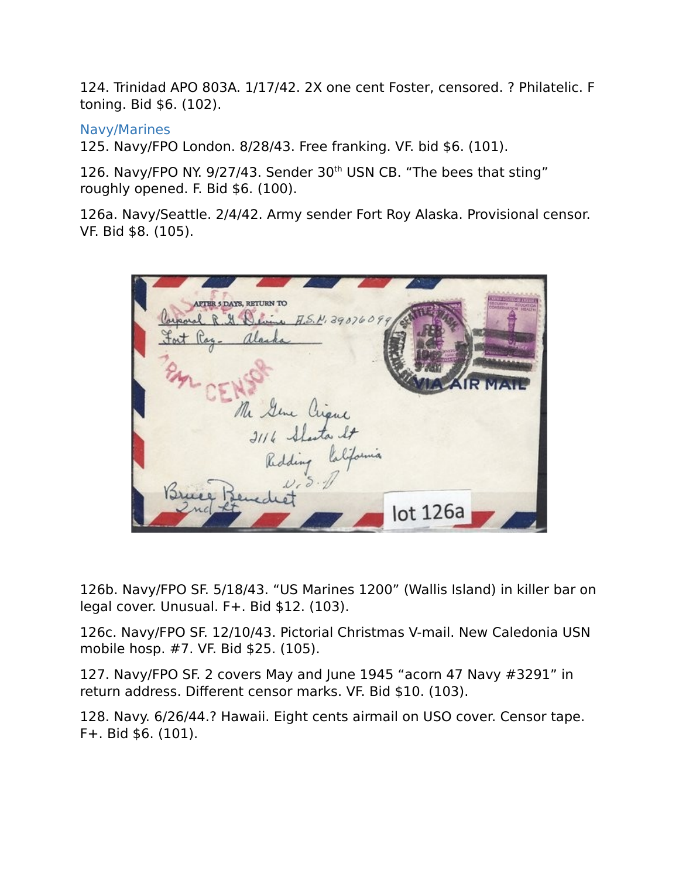124. Trinidad APO 803A. 1/17/42. 2X one cent Foster, censored. ? Philatelic. F toning. Bid $6. (102).

## Navy/Marines

125. Navy/FPO London. 8/28/43. Free franking. VF. bid $6. (101).

126. Navy/FPO NY. 9/27/43. Sender 30th USN CB. “The bees that sting” roughly opened. F. Bid $6. (100).

126a. Navy/Seattle. 2/4/42. Army sender Fort Roy Alaska. Provisional censor. VF. Bid $8. (105).

126b. Navy/FPO SF. 5/18/43. “US Marines 1200” (Wallis Island) in killer bar on legal cover. Unusual. F+. Bid $12. (103).

126c. Navy/FPO SF. 12/10/43. Pictorial Christmas V-mail. New Caledonia USN mobile hosp. #7. VF. Bid $25. (105).

127. Navy/FPO SF. 2 covers May and June 1945 “acorn 47 Navy #3291” in return address. Different censor marks. VF. Bid $10. (103).

128. Navy. 6/26/44.? Hawaii. Eight cents airmail on USO cover. Censor tape. F+. Bid $6. (101).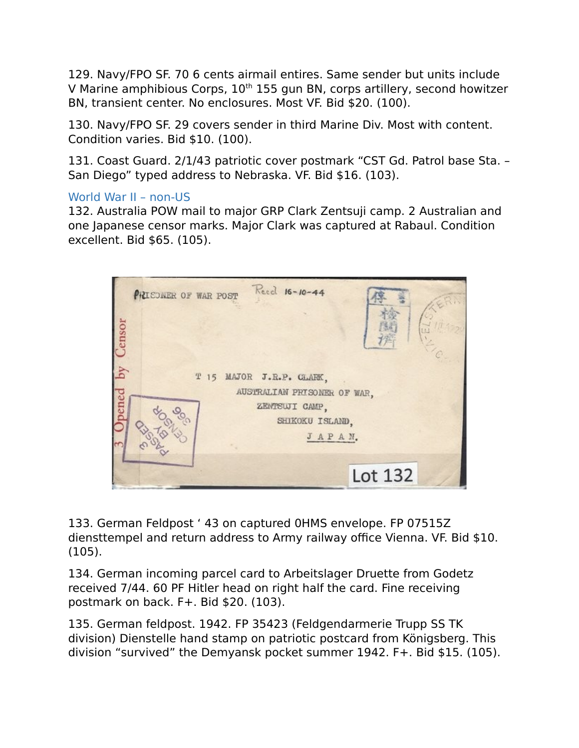129. Navy/FPO SF. 70 6 cents airmail entires. Same sender but units include V Marine amphibious Corps, 10th 155 gun BN, corps artillery, second howitzer BN, transient center. No enclosures. Most VF. Bid $20. (100).

130. Navy/FPO SF. 29 covers sender in third Marine Div. Most with content. Condition varies. Bid $10. (100).

131. Coast Guard. 2/1/43 patriotic cover postmark “CST Gd. Patrol base Sta. – San Diego” typed address to Nebraska. VF. Bid $16. (103).

## World War II – non-US

132. Australia POW mail to major GRP Clark Zentsuji camp. 2 Australian and one Japanese censor marks. Major Clark was captured at Rabaul. Condition excellent. Bid $65. (105).

133. German Feldpost ‘ 43 on captured 0HMS envelope. FP 07515Z diensttempel and return address to Army railway office Vienna. VF. Bid $10. (105).

134. German incoming parcel card to Arbeitslager Druette from Godetz received 7/44. 60 PF Hitler head on right half the card. Fine receiving postmark on back. F+. Bid $20. (103).

135. German feldpost. 1942. FP 35423 (Feldgendarmerie Trupp SS TK division) Dienstelle hand stamp on patriotic postcard from Königsberg. This division “survived” the Demyansk pocket summer 1942. F+. Bid $15. (105).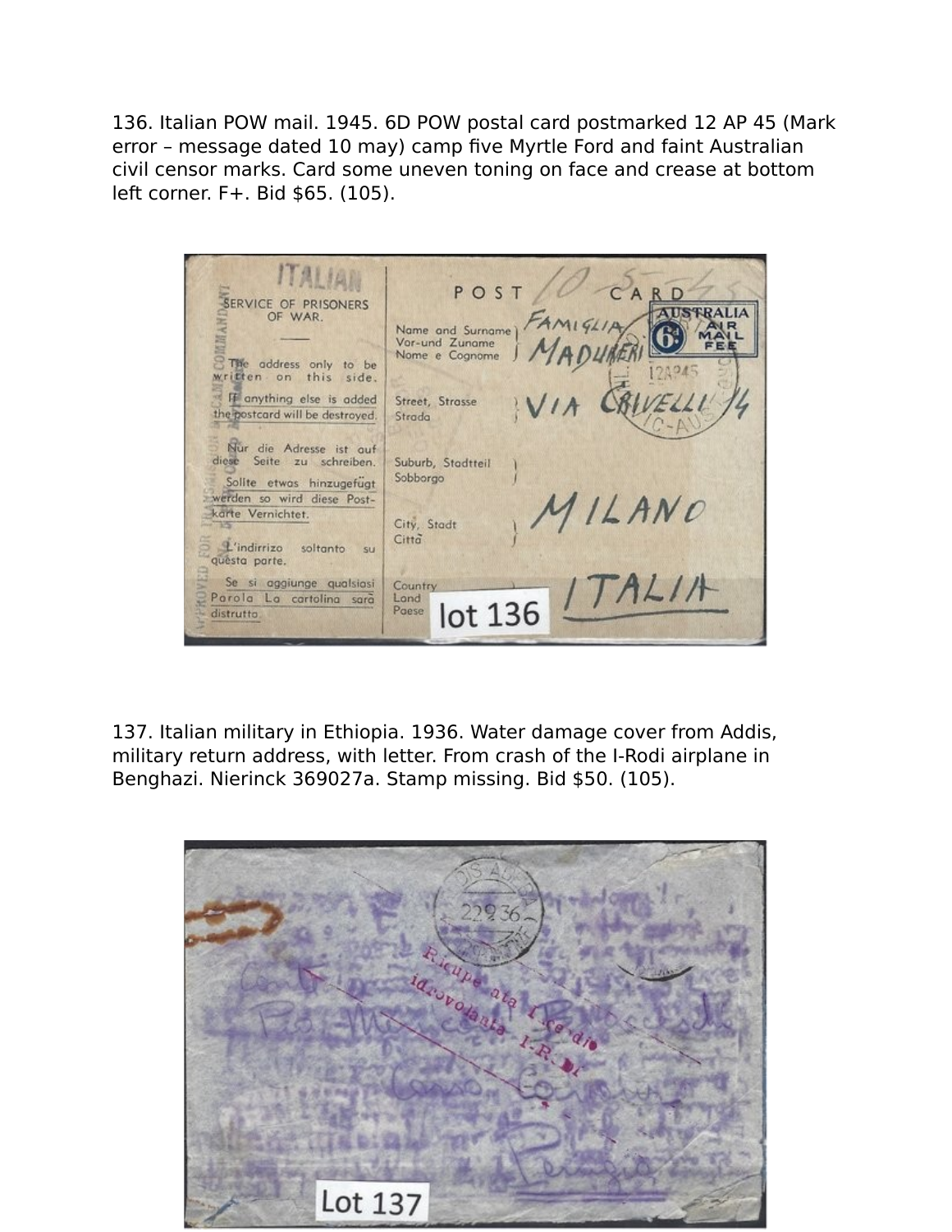136. Italian POW mail. 1945. 6D POW postal card postmarked 12 AP 45 (Mark error – message dated 10 may) camp five Myrtle Ford and faint Australian civil censor marks. Card some uneven toning on face and crease at bottom left corner. F+. Bid $65. (105).

137. Italian military in Ethiopia. 1936. Water damage cover from Addis, military return address, with letter. From crash of the I-Rodi airplane in Benghazi. Nierinck 369027a. Stamp missing. Bid $50. (105).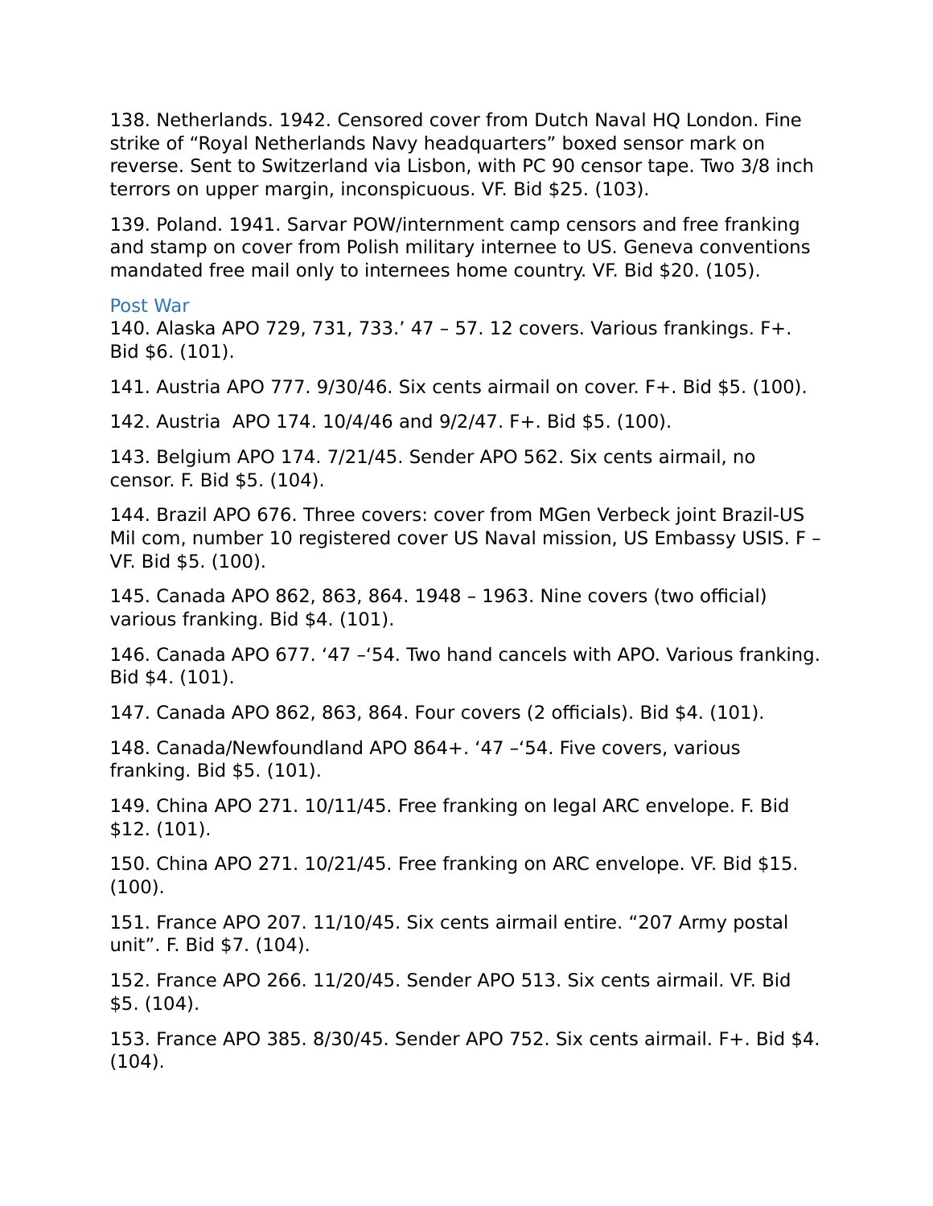138. Netherlands. 1942. Censored cover from Dutch Naval HQ London. Fine strike of “Royal Netherlands Navy headquarters” boxed sensor mark on reverse. Sent to Switzerland via Lisbon, with PC 90 censor tape. Two 3/8 inch terrors on upper margin, inconspicuous. VF. Bid $25. (103).

139. Poland. 1941. Sarvar POW/internment camp censors and free franking and stamp on cover from Polish military internee to US. Geneva conventions mandated free mail only to internees home country. VF. Bid $20. (105).

## Post War

140. Alaska APO 729, 731, 733.’ 47 – 57. 12 covers. Various frankings. F+. Bid $6. (101).

141. Austria APO 777. 9/30/46. Six cents airmail on cover. F+. Bid $5. (100).

142. Austria  APO 174. 10/4/46 and 9/2/47. F+. Bid $5. (100).

143. Belgium APO 174. 7/21/45. Sender APO 562. Six cents airmail, no censor. F. Bid $5. (104).

144. Brazil APO 676. Three covers: cover from MGen Verbeck joint Brazil-US Mil com, number 10 registered cover US Naval mission, US Embassy USIS. F – VF. Bid $5. (100).

145. Canada APO 862, 863, 864. 1948 – 1963. Nine covers (two official) various franking. Bid $4. (101).

146. Canada APO 677. ‘47 –‘54. Two hand cancels with APO. Various franking. Bid $4. (101).

147. Canada APO 862, 863, 864. Four covers (2 officials). Bid $4. (101).

148. Canada/Newfoundland APO 864+. ‘47 –‘54. Five covers, various franking. Bid $5. (101).

149. China APO 271. 10/11/45. Free franking on legal ARC envelope. F. Bid $12. (101).

150. China APO 271. 10/21/45. Free franking on ARC envelope. VF. Bid $15. (100).

151. France APO 207. 11/10/45. Six cents airmail entire. “207 Army postal unit”. F. Bid $7. (104).

152. France APO 266. 11/20/45. Sender APO 513. Six cents airmail. VF. Bid $5. (104).

153. France APO 385. 8/30/45. Sender APO 752. Six cents airmail. F+. Bid $4. (104).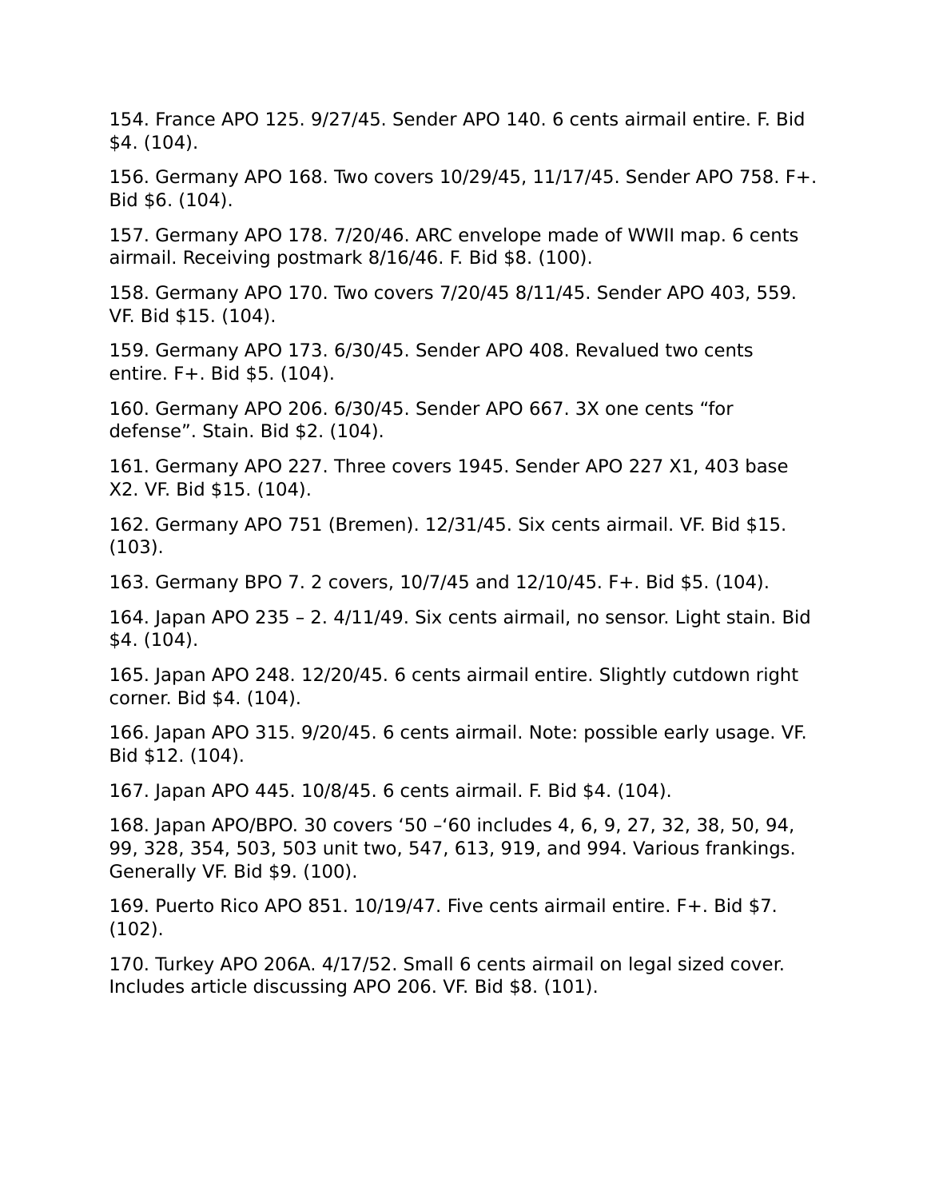154. France APO 125. 9/27/45. Sender APO 140. 6 cents airmail entire. F. Bid $4. (104).

156. Germany APO 168. Two covers 10/29/45, 11/17/45. Sender APO 758. F+. Bid $6. (104).

157. Germany APO 178. 7/20/46. ARC envelope made of WWII map. 6 cents airmail. Receiving postmark 8/16/46. F. Bid $8. (100).

158. Germany APO 170. Two covers 7/20/45 8/11/45. Sender APO 403, 559. VF. Bid $15. (104).

159. Germany APO 173. 6/30/45. Sender APO 408. Revalued two cents entire. F+. Bid $5. (104).

160. Germany APO 206. 6/30/45. Sender APO 667. 3X one cents “for defense”. Stain. Bid $2. (104).

161. Germany APO 227. Three covers 1945. Sender APO 227 X1, 403 base X2. VF. Bid $15. (104).

162. Germany APO 751 (Bremen). 12/31/45. Six cents airmail. VF. Bid $15. (103).

163. Germany BPO 7. 2 covers, 10/7/45 and 12/10/45. F+. Bid $5. (104).

164. Japan APO 235 – 2. 4/11/49. Six cents airmail, no sensor. Light stain. Bid $4. (104).

165. Japan APO 248. 12/20/45. 6 cents airmail entire. Slightly cutdown right corner. Bid $4. (104).

166. Japan APO 315. 9/20/45. 6 cents airmail. Note: possible early usage. VF. Bid $12. (104).

167. Japan APO 445. 10/8/45. 6 cents airmail. F. Bid $4. (104).

168. Japan APO/BPO. 30 covers ‘50 –‘60 includes 4, 6, 9, 27, 32, 38, 50, 94, 99, 328, 354, 503, 503 unit two, 547, 613, 919, and 994. Various frankings. Generally VF. Bid $9. (100).

169. Puerto Rico APO 851. 10/19/47. Five cents airmail entire. F+. Bid $7. (102).

170. Turkey APO 206A. 4/17/52. Small 6 cents airmail on legal sized cover. Includes article discussing APO 206. VF. Bid $8. (101).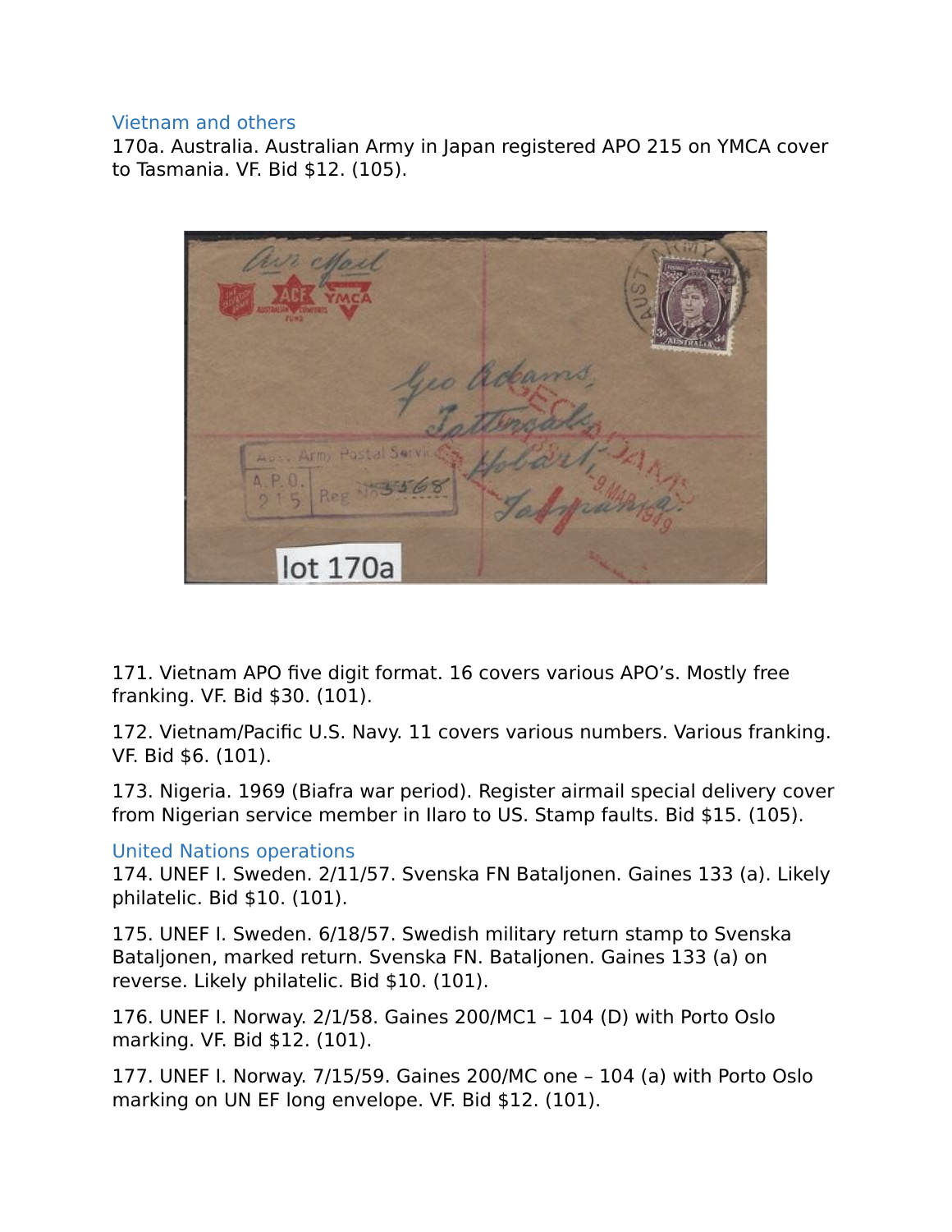## Vietnam and others

170a. Australia. Australian Army in Japan registered APO 215 on YMCA cover to Tasmania. VF. Bid $12. (105).

171. Vietnam APO five digit format. 16 covers various APO's. Mostly free franking. VF. Bid $30. (101).

172. Vietnam/Pacific U.S. Navy. 11 covers various numbers. Various franking. VF. Bid $6. (101).

173. Nigeria. 1969 (Biafra war period). Register airmail special delivery cover from Nigerian service member in Ilaro to US. Stamp faults. Bid $15. (105).

## United Nations operations

174. UNEF I. Sweden. 2/11/57. Svenska FN Bataljonen. Gaines 133 (a). Likely philatelic. Bid $10. (101).

175. UNEF I. Sweden. 6/18/57. Swedish military return stamp to Svenska Bataljonen, marked return. Svenska FN. Bataljonen. Gaines 133 (a) on reverse. Likely philatelic. Bid $10. (101).

176. UNEF I. Norway. 2/1/58. Gaines 200/MC1 – 104 (D) with Porto Oslo marking. VF. Bid $12. (101).

177. UNEF I. Norway. 7/15/59. Gaines 200/MC one – 104 (a) with Porto Oslo marking on UN EF long envelope. VF. Bid $12. (101).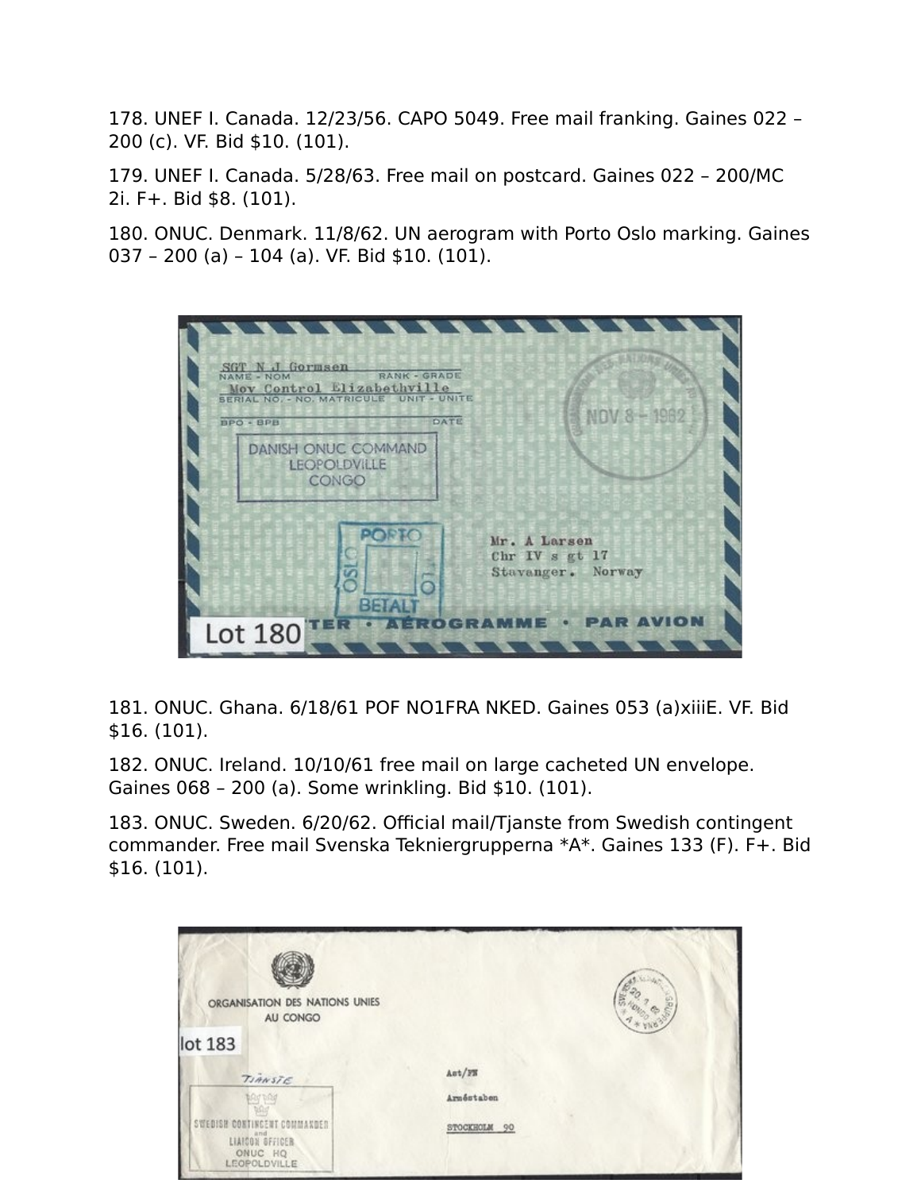178. UNEF I. Canada. 12/23/56. CAPO 5049. Free mail franking. Gaines 022 – 200 (c). VF. Bid $10. (101).

179. UNEF I. Canada. 5/28/63. Free mail on postcard. Gaines 022 – 200/MC 2i. F+. Bid $8. (101).

180. ONUC. Denmark. 11/8/62. UN aerogram with Porto Oslo marking. Gaines 037 – 200 (a) – 104 (a). VF. Bid $10. (101).

181. ONUC. Ghana. 6/18/61 POF NO1FRA NKED. Gaines 053 (a)xiiiE. VF. Bid $16. (101).

182. ONUC. Ireland. 10/10/61 free mail on large cacheted UN envelope. Gaines 068 – 200 (a). Some wrinkling. Bid $10. (101).

183. ONUC. Sweden. 6/20/62. Official mail/Tjanste from Swedish contingent commander. Free mail Svenska Tekniergrupperna *A*. Gaines 133 (F). F+. Bid $16. (101).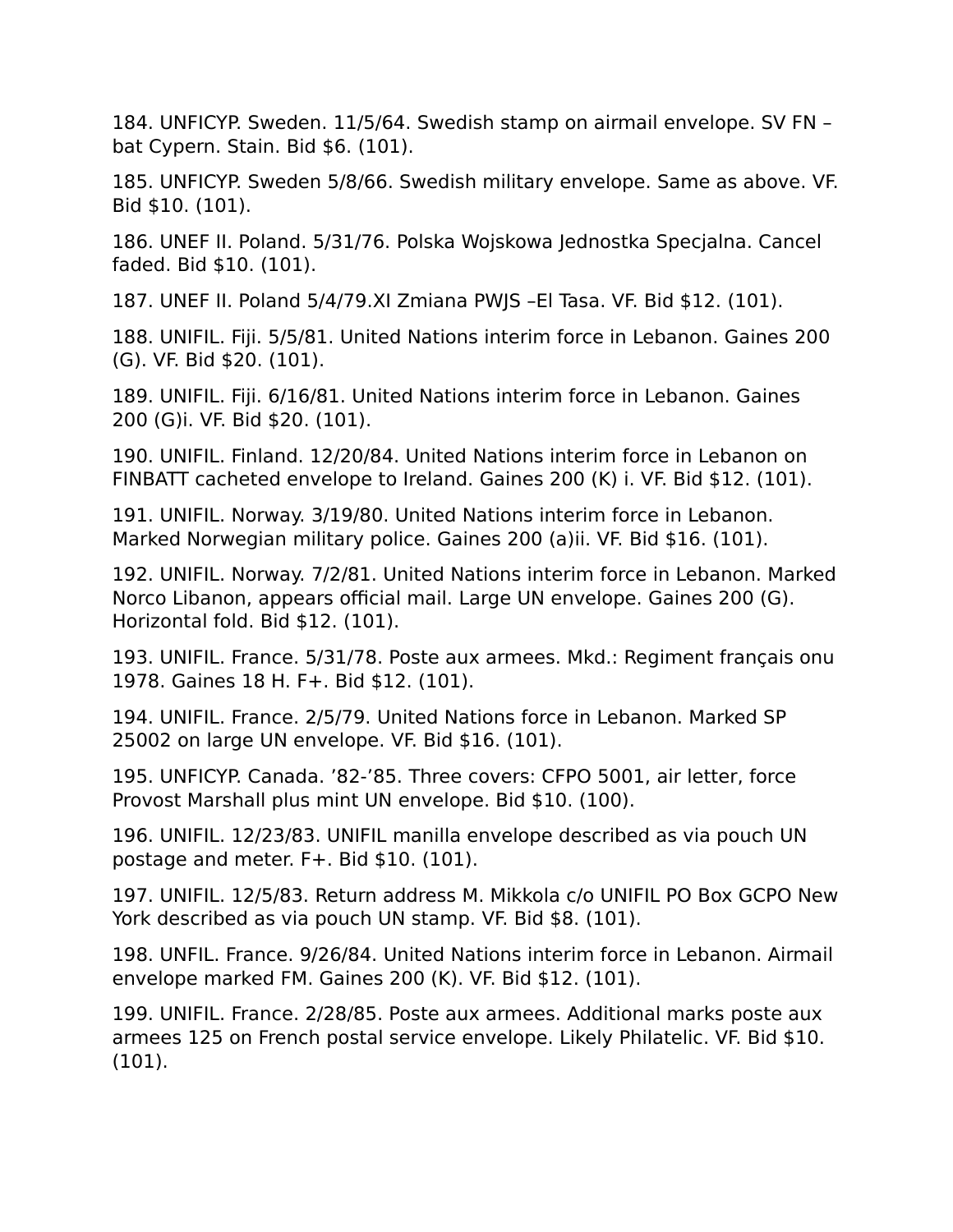184. UNFICYP. Sweden. 11/5/64. Swedish stamp on airmail envelope. SV FN – bat Cypern. Stain. Bid $6. (101).

185. UNFICYP. Sweden 5/8/66. Swedish military envelope. Same as above. VF. Bid $10. (101).

186. UNEF II. Poland. 5/31/76. Polska Wojskowa Jednostka Specjalna. Cancel faded. Bid $10. (101).

187. UNEF II. Poland 5/4/79.XI Zmiana PWJS –El Tasa. VF. Bid $12. (101).

188. UNIFIL. Fiji. 5/5/81. United Nations interim force in Lebanon. Gaines 200 (G). VF. Bid $20. (101).

189. UNIFIL. Fiji. 6/16/81. United Nations interim force in Lebanon. Gaines 200 (G)i. VF. Bid $20. (101).

190. UNIFIL. Finland. 12/20/84. United Nations interim force in Lebanon on FINBATT cacheted envelope to Ireland. Gaines 200 (K) i. VF. Bid $12. (101).

191. UNIFIL. Norway. 3/19/80. United Nations interim force in Lebanon. Marked Norwegian military police. Gaines 200 (a)ii. VF. Bid $16. (101).

192. UNIFIL. Norway. 7/2/81. United Nations interim force in Lebanon. Marked Norco Libanon, appears official mail. Large UN envelope. Gaines 200 (G). Horizontal fold. Bid $12. (101).

193. UNIFIL. France. 5/31/78. Poste aux armees. Mkd.: Regiment français onu 1978. Gaines 18 H. F+. Bid $12. (101).

194. UNIFIL. France. 2/5/79. United Nations force in Lebanon. Marked SP 25002 on large UN envelope. VF. Bid $16. (101).

195. UNFICYP. Canada. ’82-’85. Three covers: CFPO 5001, air letter, force Provost Marshall plus mint UN envelope. Bid $10. (100).

196. UNIFIL. 12/23/83. UNIFIL manilla envelope described as via pouch UN postage and meter. F+. Bid $10. (101).

197. UNIFIL. 12/5/83. Return address M. Mikkola c/o UNIFIL PO Box GCPO New York described as via pouch UN stamp. VF. Bid $8. (101).

198. UNFIL. France. 9/26/84. United Nations interim force in Lebanon. Airmail envelope marked FM. Gaines 200 (K). VF. Bid $12. (101).

199. UNIFIL. France. 2/28/85. Poste aux armees. Additional marks poste aux armees 125 on French postal service envelope. Likely Philatelic. VF. Bid $10. (101).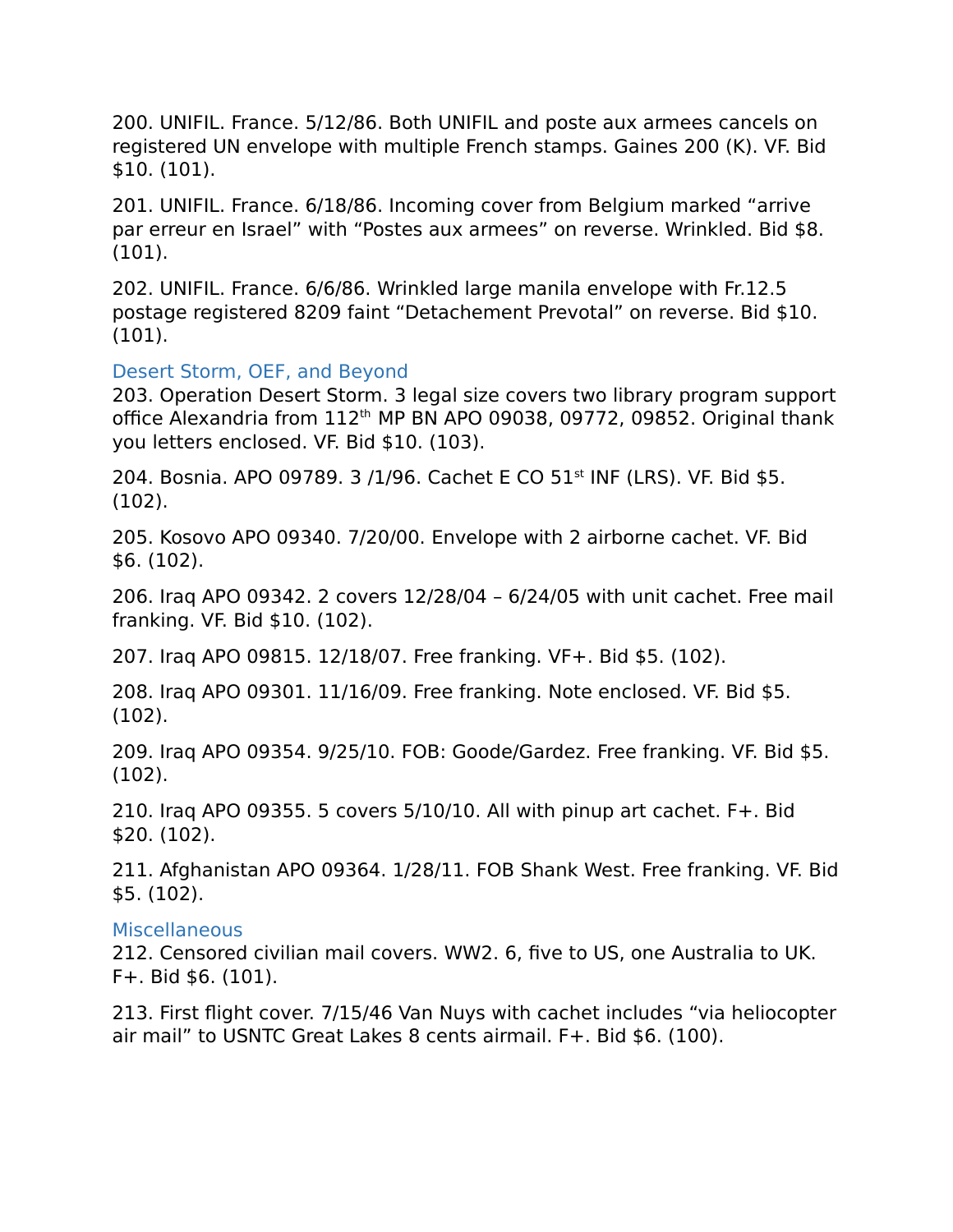200. UNIFIL. France. 5/12/86. Both UNIFIL and poste aux armees cancels on registered UN envelope with multiple French stamps. Gaines 200 (K). VF. Bid $10. (101).

201. UNIFIL. France. 6/18/86. Incoming cover from Belgium marked “arrive par erreur en Israel” with “Postes aux armees” on reverse. Wrinkled. Bid $8. (101).

202. UNIFIL. France. 6/6/86. Wrinkled large manila envelope with Fr.12.5 postage registered 8209 faint “Detachement Prevotal” on reverse. Bid $10. (101).

## Desert Storm, OEF, and Beyond

203. Operation Desert Storm. 3 legal size covers two library program support office Alexandria from 112th MP BN APO 09038, 09772, 09852. Original thank you letters enclosed. VF. Bid $10. (103).

204. Bosnia. APO 09789. 3 /1/96. Cachet E CO 51st INF (LRS). VF. Bid $5. (102).

205. Kosovo APO 09340. 7/20/00. Envelope with 2 airborne cachet. VF. Bid $6. (102).

206. Iraq APO 09342. 2 covers 12/28/04 – 6/24/05 with unit cachet. Free mail franking. VF. Bid $10. (102).

207. Iraq APO 09815. 12/18/07. Free franking. VF+. Bid $5. (102).

208. Iraq APO 09301. 11/16/09. Free franking. Note enclosed. VF. Bid $5. (102).

209. Iraq APO 09354. 9/25/10. FOB: Goode/Gardez. Free franking. VF. Bid $5. (102).

210. Iraq APO 09355. 5 covers 5/10/10. All with pinup art cachet. F+. Bid $20. (102).

211. Afghanistan APO 09364. 1/28/11. FOB Shank West. Free franking. VF. Bid $5. (102).

## Miscellaneous

212. Censored civilian mail covers. WW2. 6, five to US, one Australia to UK. F+. Bid $6. (101).

213. First flight cover. 7/15/46 Van Nuys with cachet includes “via heliocopter air mail” to USNTC Great Lakes 8 cents airmail. F+. Bid $6. (100).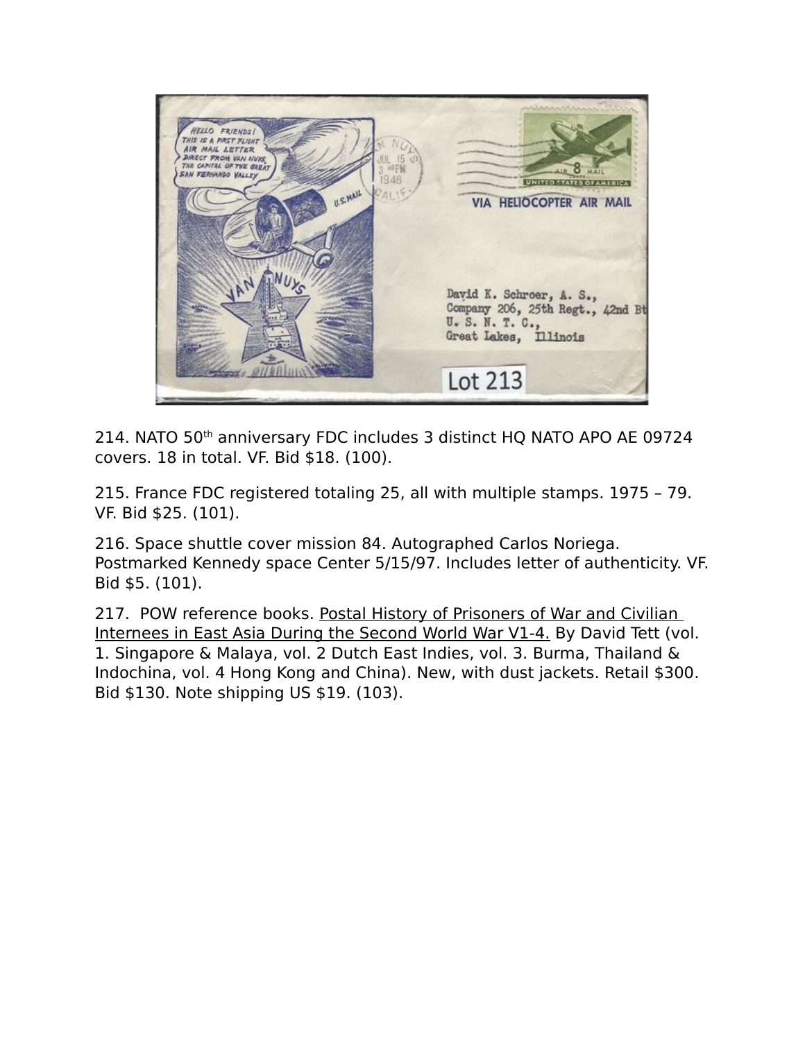214. NATO 50th anniversary FDC includes 3 distinct HQ NATO APO AE 09724 covers. 18 in total. VF. Bid $18. (100).

215. France FDC registered totaling 25, all with multiple stamps. 1975 – 79. VF. Bid $25. (101).

216. Space shuttle cover mission 84. Autographed Carlos Noriega. Postmarked Kennedy space Center 5/15/97. Includes letter of authenticity. VF. Bid $5. (101).

217. POW reference books. Postal History of Prisoners of War and Civilian Internees in East Asia During the Second World War V1-4. By David Tett (vol. 1. Singapore & Malaya, vol. 2 Dutch East Indies, vol. 3. Burma, Thailand & Indochina, vol. 4 Hong Kong and China). New, with dust jackets. Retail $300. Bid $130. Note shipping US $19. (103).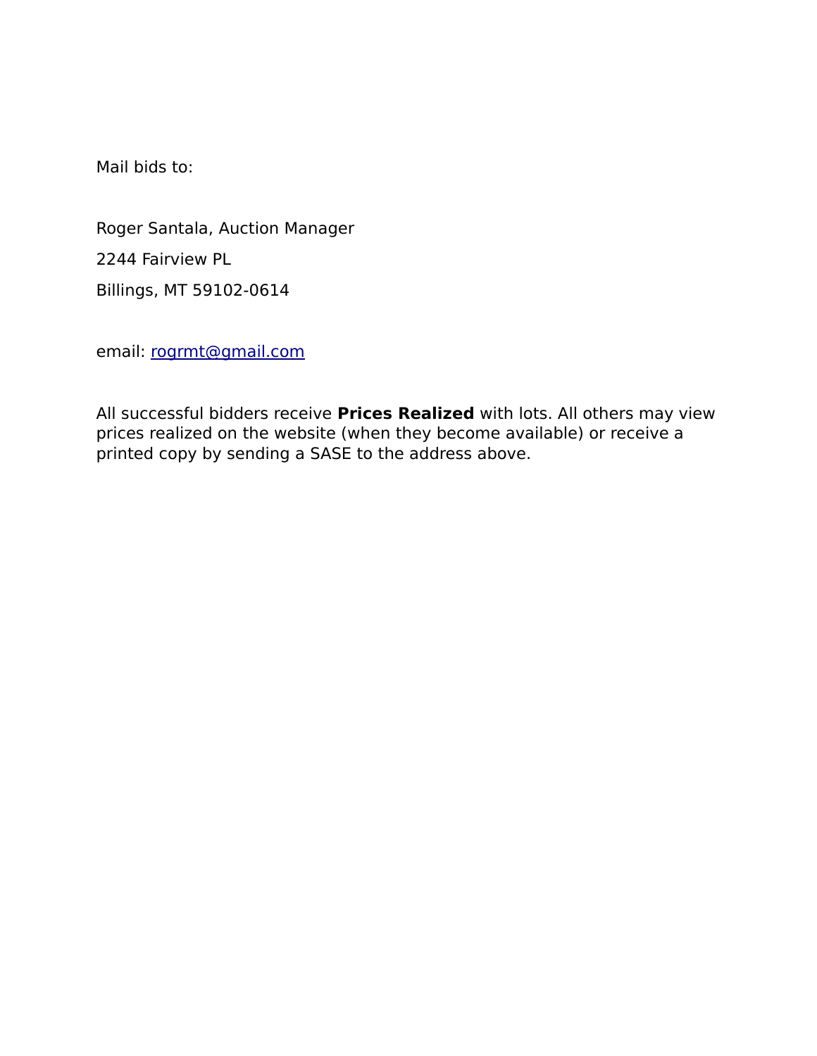Mail bids to:

Roger Santala, Auction Manager

2244 Fairview PL

Billings, MT 59102-0614

email: rogrmt@gmail.com

All successful bidders receive **Prices Realized** with lots. All others may view prices realized on the website (when they become available) or receive a printed copy by sending a SASE to the address above.